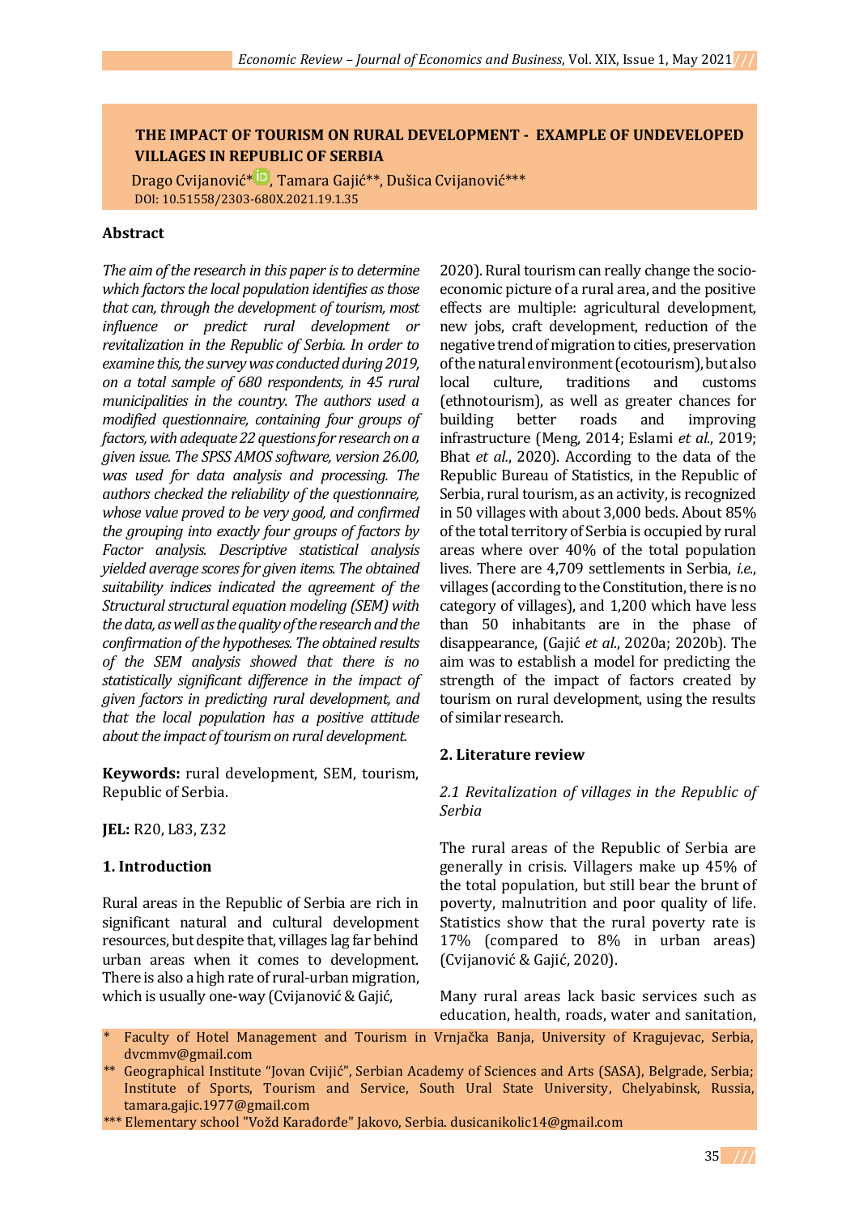# THE IMPACT OF TOURISM ON RURAL DEVELOPMENT - EXAMPLE OF UNDEVELOPED VILLAGES IN REPUBLIC OF SERBIA

Drago Cvijanović*, Tamara Gajić**, Dušica Cvijanović***

DOI: 10.51558/2303-680X.2021.19.1.35

## Abstract

*The aim of the research in this paper is to determine which factors the local population identifies as those that can, through the development of tourism, most influence or predict rural development or revitalization in the Republic of Serbia. In order to examine this, the survey was conducted during 2019, on a total sample of 680 respondents, in 45 rural municipalities in the country. The authors used a modified questionnaire, containing four groups of factors, with adequate 22 questions for research on a given issue. The SPSS AMOS software, version 26.00, was used for data analysis and processing. The authors checked the reliability of the questionnaire, whose value proved to be very good, and confirmed the grouping into exactly four groups of factors by Factor analysis. Descriptive statistical analysis yielded average scores for given items. The obtained suitability indices indicated the agreement of the Structural structural equation modeling (SEM) with the data, as well as the quality of the research and the confirmation of the hypotheses. The obtained results of the SEM analysis showed that there is no statistically significant difference in the impact of given factors in predicting rural development, and that the local population has a positive attitude about the impact of tourism on rural development.*

**Keywords:** rural development, SEM, tourism, Republic of Serbia.

**JEL:** R20, L83, Z32

## 1. Introduction

Rural areas in the Republic of Serbia are rich in significant natural and cultural development resources, but despite that, villages lag far behind urban areas when it comes to development. There is also a high rate of rural-urban migration, which is usually one-way (Cvijanović & Gajić, 2020). Rural tourism can really change the socio-economic picture of a rural area, and the positive effects are multiple: agricultural development, new jobs, craft development, reduction of the negative trend of migration to cities, preservation of the natural environment (ecotourism), but also local culture, traditions and customs (ethnotourism), as well as greater chances for building better roads and improving infrastructure (Meng, 2014; Eslami *et al.*, 2019; Bhat *et al.*, 2020). According to the data of the Republic Bureau of Statistics, in the Republic of Serbia, rural tourism, as an activity, is recognized in 50 villages with about 3,000 beds. About 85% of the total territory of Serbia is occupied by rural areas where over 40% of the total population lives. There are 4,709 settlements in Serbia, *i.e.*, villages (according to the Constitution, there is no category of villages), and 1,200 which have less than 50 inhabitants are in the phase of disappearance, (Gajić *et al.*, 2020a; 2020b). The aim was to establish a model for predicting the strength of the impact of factors created by tourism on rural development, using the results of similar research.

## 2. Literature review

### *2.1 Revitalization of villages in the Republic of Serbia*

The rural areas of the Republic of Serbia are generally in crisis. Villagers make up 45% of the total population, but still bear the brunt of poverty, malnutrition and poor quality of life. Statistics show that the rural poverty rate is 17% (compared to 8% in urban areas) (Cvijanović & Gajić, 2020).

Many rural areas lack basic services such as education, health, roads, water and sanitation,

---

\* Faculty of Hotel Management and Tourism in Vrnjačka Banja, University of Kragujevac, Serbia, dvcmmv@gmail.com

\** Geographical Institute "Jovan Cvijić", Serbian Academy of Sciences and Arts (SASA), Belgrade, Serbia; Institute of Sports, Tourism and Service, South Ural State University, Chelyabinsk, Russia, tamara.gajic.1977@gmail.com

\*** Elementary school "Vožd Karađorđe" Jakovo, Serbia. dusicanikolic14@gmail.com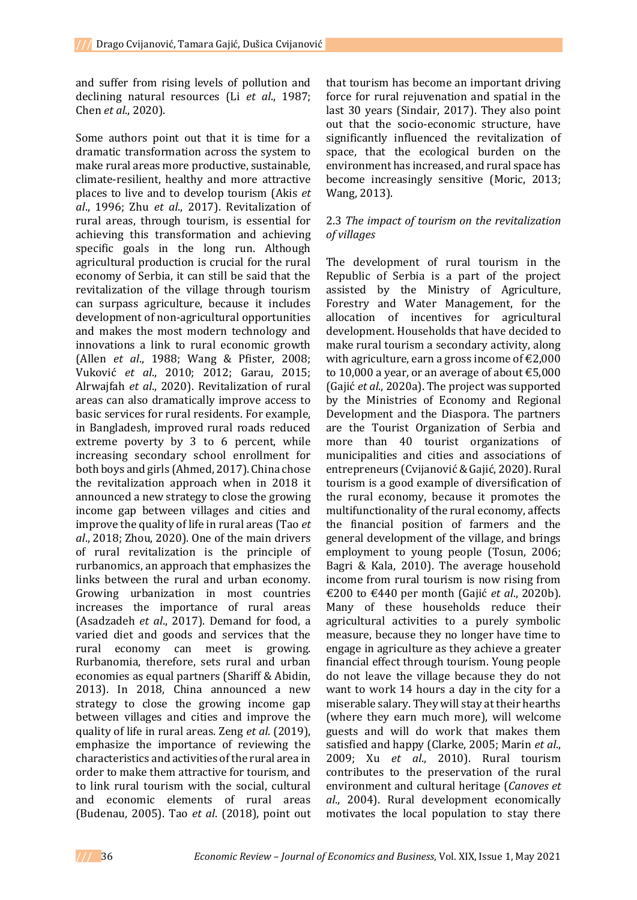and suffer from rising levels of pollution and declining natural resources (Li *et al*., 1987; Chen *et al*., 2020).

Some authors point out that it is time for a dramatic transformation across the system to make rural areas more productive, sustainable, climate-resilient, healthy and more attractive places to live and to develop tourism (Akis *et al*., 1996; Zhu *et al*., 2017). Revitalization of rural areas, through tourism, is essential for achieving this transformation and achieving specific goals in the long run. Although agricultural production is crucial for the rural economy of Serbia, it can still be said that the revitalization of the village through tourism can surpass agriculture, because it includes development of non-agricultural opportunities and makes the most modern technology and innovations a link to rural economic growth (Allen *et al*., 1988; Wang & Pfister, 2008; Vuković *et al*., 2010; 2012; Garau, 2015; Alrwajfah *et al*., 2020). Revitalization of rural areas can also dramatically improve access to basic services for rural residents. For example, in Bangladesh, improved rural roads reduced extreme poverty by 3 to 6 percent, while increasing secondary school enrollment for both boys and girls (Ahmed, 2017). China chose the revitalization approach when in 2018 it announced a new strategy to close the growing income gap between villages and cities and improve the quality of life in rural areas (Tao *et al*., 2018; Zhou, 2020). One of the main drivers of rural revitalization is the principle of rurbanomics, an approach that emphasizes the links between the rural and urban economy. Growing urbanization in most countries increases the importance of rural areas (Asadzadeh *et al*., 2017). Demand for food, a varied diet and goods and services that the rural economy can meet is growing. Rurbanomia, therefore, sets rural and urban economies as equal partners (Shariff & Abidin, 2013). In 2018, China announced a new strategy to close the growing income gap between villages and cities and improve the quality of life in rural areas. Zeng *et al*. (2019), emphasize the importance of reviewing the characteristics and activities of the rural area in order to make them attractive for tourism, and to link rural tourism with the social, cultural and economic elements of rural areas (Budenau, 2005). Tao *et al*. (2018), point out that tourism has become an important driving force for rural rejuvenation and spatial in the last 30 years (Sindair, 2017). They also point out that the socio-economic structure, have significantly influenced the revitalization of space, that the ecological burden on the environment has increased, and rural space has become increasingly sensitive (Moric, 2013; Wang, 2013).

### 2.3 *The impact of tourism on the revitalization of villages*

The development of rural tourism in the Republic of Serbia is a part of the project assisted by the Ministry of Agriculture, Forestry and Water Management, for the allocation of incentives for agricultural development. Households that have decided to make rural tourism a secondary activity, along with agriculture, earn a gross income of €2,000 to 10,000 a year, or an average of about €5,000 (Gajić *et al*., 2020a). The project was supported by the Ministries of Economy and Regional Development and the Diaspora. The partners are the Tourist Organization of Serbia and more than 40 tourist organizations of municipalities and cities and associations of entrepreneurs (Cvijanović & Gajić, 2020). Rural tourism is a good example of diversification of the rural economy, because it promotes the multifunctionality of the rural economy, affects the financial position of farmers and the general development of the village, and brings employment to young people (Tosun, 2006; Bagri & Kala, 2010). The average household income from rural tourism is now rising from €200 to €440 per month (Gajić *et al*., 2020b). Many of these households reduce their agricultural activities to a purely symbolic measure, because they no longer have time to engage in agriculture as they achieve a greater financial effect through tourism. Young people do not leave the village because they do not want to work 14 hours a day in the city for a miserable salary. They will stay at their hearths (where they earn much more), will welcome guests and will do work that makes them satisfied and happy (Clarke, 2005; Marin *et al*., 2009; Xu *et al*., 2010). Rural tourism contributes to the preservation of the rural environment and cultural heritage (*Canoves et al*., 2004). Rural development economically motivates the local population to stay there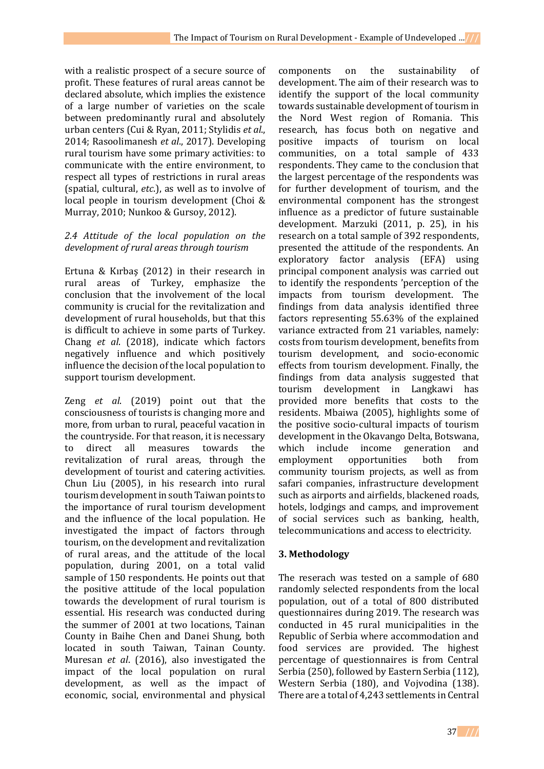with a realistic prospect of a secure source of profit. These features of rural areas cannot be declared absolute, which implies the existence of a large number of varieties on the scale between predominantly rural and absolutely urban centers (Cui & Ryan, 2011; Stylidis *et al*., 2014; Rasoolimanesh *et al*., 2017). Developing rural tourism have some primary activities: to communicate with the entire environment, to respect all types of restrictions in rural areas (spatial, cultural, *etc*.), as well as to involve of local people in tourism development (Choi & Murray, 2010; Nunkoo & Gursoy, 2012).

### *2.4 Attitude of the local population on the development of rural areas through tourism*

Ertuna & Kırbaş (2012) in their research in rural areas of Turkey, emphasize the conclusion that the involvement of the local community is crucial for the revitalization and development of rural households, but that this is difficult to achieve in some parts of Turkey. Chang *et al*. (2018), indicate which factors negatively influence and which positively influence the decision of the local population to support tourism development.

Zeng *et al*. (2019) point out that the consciousness of tourists is changing more and more, from urban to rural, peaceful vacation in the countryside. For that reason, it is necessary to direct all measures towards the revitalization of rural areas, through the development of tourist and catering activities. Chun Liu (2005), in his research into rural tourism development in south Taiwan points to the importance of rural tourism development and the influence of the local population. He investigated the impact of factors through tourism, on the development and revitalization of rural areas, and the attitude of the local population, during 2001, on a total valid sample of 150 respondents. He points out that the positive attitude of the local population towards the development of rural tourism is essential. His research was conducted during the summer of 2001 at two locations, Tainan County in Baihe Chen and Danei Shung, both located in south Taiwan, Tainan County. Muresan *et al*. (2016), also investigated the impact of the local population on rural development, as well as the impact of economic, social, environmental and physical components on the sustainability of development. The aim of their research was to identify the support of the local community towards sustainable development of tourism in the Nord West region of Romania. This research, has focus both on negative and positive impacts of tourism on local communities, on a total sample of 433 respondents. They came to the conclusion that the largest percentage of the respondents was for further development of tourism, and the environmental component has the strongest influence as a predictor of future sustainable development. Marzuki (2011, p. 25), in his research on a total sample of 392 respondents, presented the attitude of the respondents. An exploratory factor analysis (EFA) using principal component analysis was carried out to identify the respondents 'perception of the impacts from tourism development. The findings from data analysis identified three factors representing 55.63% of the explained variance extracted from 21 variables, namely: costs from tourism development, benefits from tourism development, and socio-economic effects from tourism development. Finally, the findings from data analysis suggested that tourism development in Langkawi has provided more benefits that costs to the residents. Mbaiwa (2005), highlights some of the positive socio-cultural impacts of tourism development in the Okavango Delta, Botswana, which include income generation and employment opportunities both from community tourism projects, as well as from safari companies, infrastructure development such as airports and airfields, blackened roads, hotels, lodgings and camps, and improvement of social services such as banking, health, telecommunications and access to electricity.

## 3. Methodology

The reserach was tested on a sample of 680 randomly selected respondents from the local population, out of a total of 800 distributed questionnaires during 2019. The research was conducted in 45 rural municipalities in the Republic of Serbia where accommodation and food services are provided. The highest percentage of questionnaires is from Central Serbia (250), followed by Eastern Serbia (112), Western Serbia (180), and Vojvodina (138). There are a total of 4,243 settlements in Central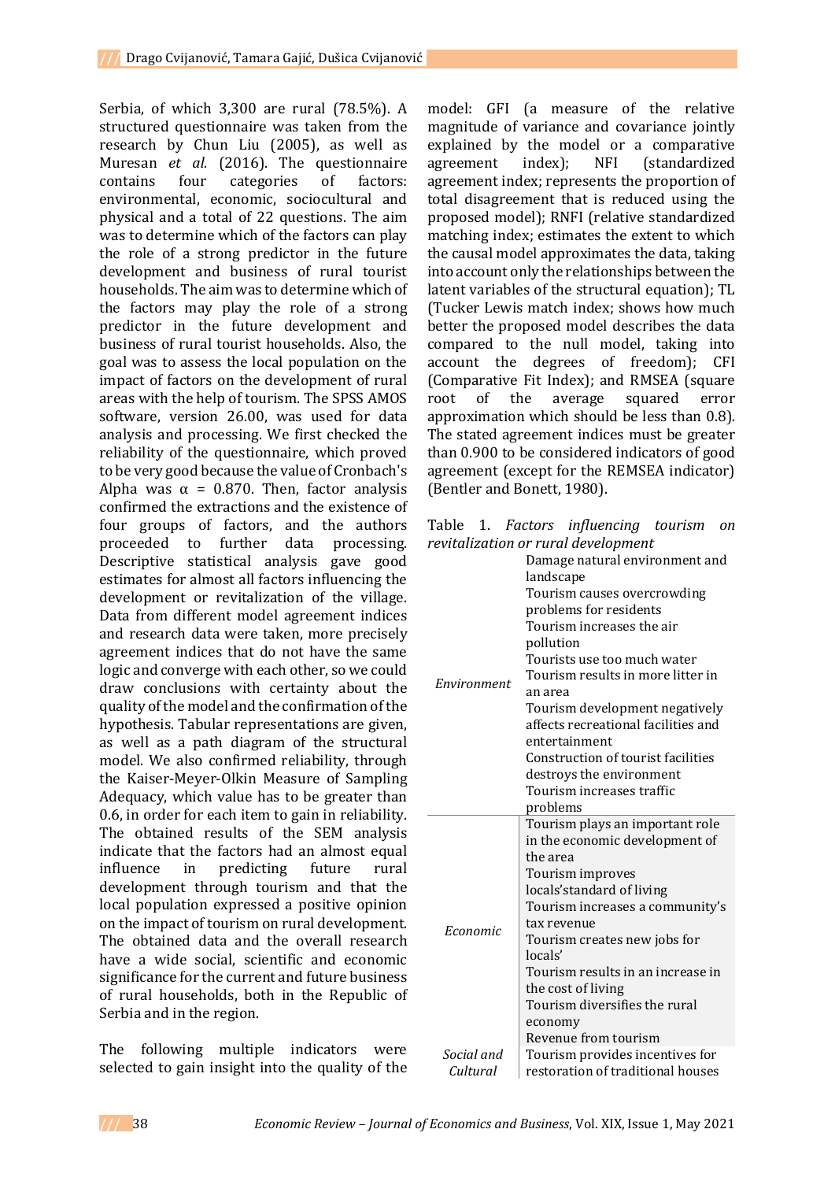Serbia, of which 3,300 are rural (78.5%). A structured questionnaire was taken from the research by Chun Liu (2005), as well as Muresan *et al.* (2016). The questionnaire contains four categories of factors: environmental, economic, sociocultural and physical and a total of 22 questions. The aim was to determine which of the factors can play the role of a strong predictor in the future development and business of rural households. The aim was to determine which of the factors may play the role of a strong predictor in the future development and business of rural tourist households. Also, the goal was to assess the local population on the impact of factors on the development of rural areas with the help of tourism. The SPSS AMOS software, version 26.00, was used for data analysis and processing. We first checked the reliability of the questionnaire, which proved to be very good because the value of Cronbach's Alpha was α = 0.870. Then, factor analysis confirmed the extractions and the existence of four groups of factors, and the authors proceeded to further data processing. Descriptive statistical analysis gave good estimates for almost all factors influencing the development or revitalization of the village. Data from different model agreement indices and research data were taken, more precisely agreement indices that do not have the same logic and converge with each other, so we could draw conclusions with certainty about the quality of the model and the confirmation of the hypothesis. Tabular representations are given, as well as a path diagram of the structural model. We also confirmed reliability, through the Kaiser-Meyer-Olkin Measure of Sampling Adequacy, which value has to be greater than 0.6, in order for each item to gain in reliability. The obtained results of the SEM analysis indicate that the factors had an almost equal influence in predicting future rural development through tourism and that the local population expressed a positive opinion on the impact of tourism on rural development. The obtained data and the overall research have a wide social, scientific and economic significance for the current and future business of rural households, both in the Republic of Serbia and in the region.

The following multiple indicators were selected to gain insight into the quality of the model: GFI (a measure of the relative magnitude of variance and covariance jointly explained by the model or a comparative agreement index); NFI (standardized agreement index; represents the proportion of total disagreement that is reduced using the proposed model); RNFI (relative standardized matching index; estimates the extent to which the causal model approximates the data, taking into account only the relationships between the latent variables of the structural equation); TL (Tucker Lewis match index; shows how much better the proposed model describes the data compared to the null model, taking into account the degrees of freedom); CFI (Comparative Fit Index); and RMSEA (square root of the average squared error approximation which should be less than 0.8). The stated agreement indices must be greater than 0.900 to be considered indicators of good agreement (except for the REMSEA indicator) (Bentler and Bonett, 1980).

Table 1. *Factors influencing tourism on revitalization or rural development*

| | |
|---|---|
| *Environment* | Damage natural environment and landscape<br>Tourism causes overcrowding problems for residents<br>Tourism increases the air pollution<br>Tourists use too much water<br>Tourism results in more litter in an area<br>Tourism development negatively affects recreational facilities and entertainment<br>Construction of tourist facilities destroys the environment<br>Tourism increases traffic problems |
| *Economic* | Tourism plays an important role in the economic development of the area<br>Tourism improves locals'standard of living<br>Tourism increases a community's tax revenue<br>Tourism creates new jobs for locals'<br>Tourism results in an increase in the cost of living<br>Tourism diversifies the rural economy<br>Revenue from tourism |
| *Social and Cultural* | Tourism provides incentives for restoration of traditional houses |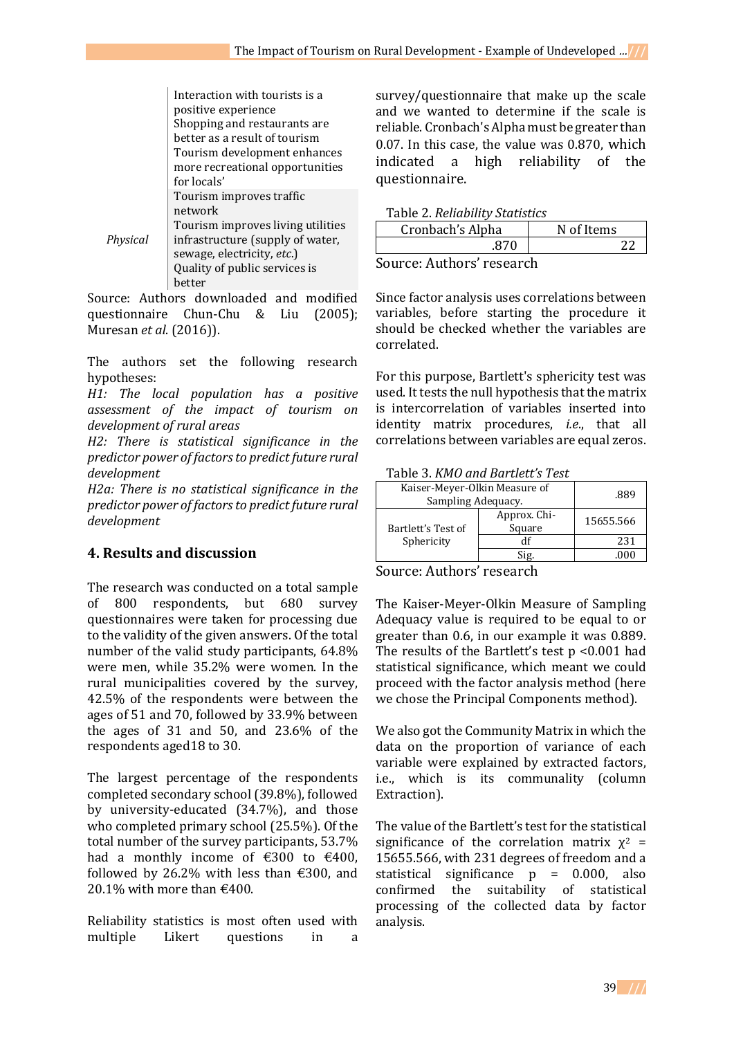| | |
|---|---|
| | Interaction with tourists is a positive experience |
| | Shopping and restaurants are better as a result of tourism |
| | Tourism development enhances more recreational opportunities for locals' |
| *Physical* | Tourism improves traffic network |
| | Tourism improves living utilities infrastructure (supply of water, sewage, electricity, *etc.*) |
| | Quality of public services is better |

Source: Authors downloaded and modified questionnaire Chun-Chu & Liu (2005); Muresan *et al.* (2016)).

The authors set the following research hypotheses:

*H1: The local population has a positive assessment of the impact of tourism on development of rural areas*

*H2: There is statistical significance in the predictor power of factors to predict future rural development*

*H2a: There is no statistical significance in the predictor power of factors to predict future rural development*

## 4. Results and discussion

The research was conducted on a total sample of 800 respondents, but 680 survey questionnaires were taken for processing due to the validity of the given answers. Of the total number of the valid study participants, 64.8% were men, while 35.2% were women. In the rural municipalities covered by the survey, 42.5% of the respondents were between the ages of 51 and 70, followed by 33.9% between the ages of 31 and 50, and 23.6% of the respondents aged18 to 30.

The largest percentage of the respondents completed secondary school (39.8%), followed by university-educated (34.7%), and those who completed primary school (25.5%). Of the total number of the survey participants, 53.7% had a monthly income of €300 to €400, followed by 26.2% with less than €300, and 20.1% with more than €400.

Reliability statistics is most often used with multiple Likert questions in a survey/questionnaire that make up the scale and we wanted to determine if the scale is reliable. Cronbach's Alpha must be greater than 0.07. In this case, the value was 0.870, which indicated a high reliability of the questionnaire.

Table 2. *Reliability Statistics*

| Cronbach's Alpha | N of Items |
|---|---|
| .870 | 22 |

Source: Authors' research

Since factor analysis uses correlations between variables, before starting the procedure it should be checked whether the variables are correlated.

For this purpose, Bartlett's sphericity test was used. It tests the null hypothesis that the matrix is intercorrelation of variables inserted into identity matrix procedures, *i.e.*, that all correlations between variables are equal zeros.

Table 3. *KMO and Bartlett's Test*

| | | |
|---|---|---|
| Kaiser-Meyer-Olkin Measure of Sampling Adequacy. | | .889 |
| Bartlett's Test of Sphericity | Approx. Chi-Square | 15655.566 |
| | df | 231 |
| | Sig. | .000 |

Source: Authors' research

The Kaiser-Meyer-Olkin Measure of Sampling Adequacy value is required to be equal to or greater than 0.6, in our example it was 0.889. The results of the Bartlett's test $p < 0.001$ had statistical significance, which meant we could proceed with the factor analysis method (here we chose the Principal Components method).

We also got the Community Matrix in which the data on the proportion of variance of each variable were explained by extracted factors, i.e., which is its communality (column Extraction).

The value of the Bartlett's test for the statistical significance of the correlation matrix $\chi^2$ = 15655.566, with 231 degrees of freedom and a statistical significance p = 0.000, also confirmed the suitability of statistical processing of the collected data by factor analysis.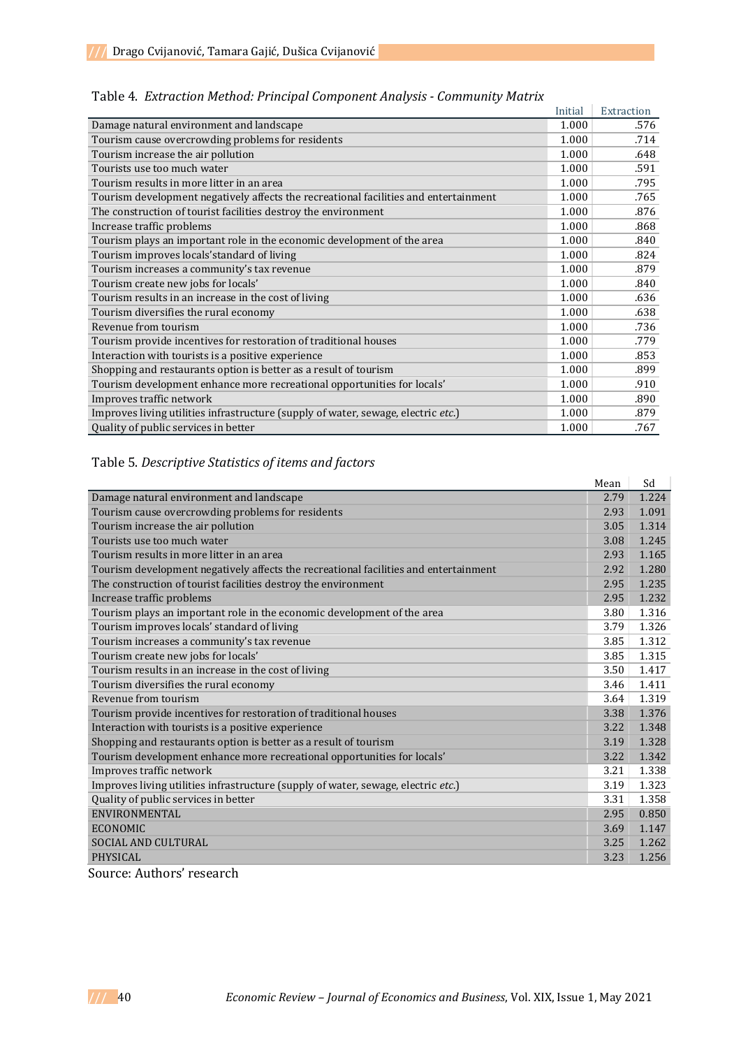Table 4. *Extraction Method: Principal Component Analysis - Community Matrix*

| | Initial | Extraction |
|---|---|---|
| Damage natural environment and landscape | 1.000 | .576 |
| Tourism cause overcrowding problems for residents | 1.000 | .714 |
| Tourism increase the air pollution | 1.000 | .648 |
| Tourists use too much water | 1.000 | .591 |
| Tourism results in more litter in an area | 1.000 | .795 |
| Tourism development negatively affects the recreational facilities and entertainment | 1.000 | .765 |
| The construction of tourist facilities destroy the environment | 1.000 | .876 |
| Increase traffic problems | 1.000 | .868 |
| Tourism plays an important role in the economic development of the area | 1.000 | .840 |
| Tourism improves locals'standard of living | 1.000 | .824 |
| Tourism increases a community's tax revenue | 1.000 | .879 |
| Tourism create new jobs for locals' | 1.000 | .840 |
| Tourism results in an increase in the cost of living | 1.000 | .636 |
| Tourism diversifies the rural economy | 1.000 | .638 |
| Revenue from tourism | 1.000 | .736 |
| Tourism provide incentives for restoration of traditional houses | 1.000 | .779 |
| Interaction with tourists is a positive experience | 1.000 | .853 |
| Shopping and restaurants option is better as a result of tourism | 1.000 | .899 |
| Tourism development enhance more recreational opportunities for locals' | 1.000 | .910 |
| Improves traffic network | 1.000 | .890 |
| Improves living utilities infrastructure (supply of water, sewage, electric *etc.*) | 1.000 | .879 |
| Quality of public services in better | 1.000 | .767 |

Table 5. *Descriptive Statistics of items and factors*

| | Mean | Sd |
|---|---|---|
| Damage natural environment and landscape | 2.79 | 1.224 |
| Tourism cause overcrowding problems for residents | 2.93 | 1.091 |
| Tourism increase the air pollution | 3.05 | 1.314 |
| Tourists use too much water | 3.08 | 1.245 |
| Tourism results in more litter in an area | 2.93 | 1.165 |
| Tourism development negatively affects the recreational facilities and entertainment | 2.92 | 1.280 |
| The construction of tourist facilities destroy the environment | 2.95 | 1.235 |
| Increase traffic problems | 2.95 | 1.232 |
| Tourism plays an important role in the economic development of the area | 3.80 | 1.316 |
| Tourism improves locals' standard of living | 3.79 | 1.326 |
| Tourism increases a community's tax revenue | 3.85 | 1.312 |
| Tourism create new jobs for locals' | 3.85 | 1.315 |
| Tourism results in an increase in the cost of living | 3.50 | 1.417 |
| Tourism diversifies the rural economy | 3.46 | 1.411 |
| Revenue from tourism | 3.64 | 1.319 |
| Tourism provide incentives for restoration of traditional houses | 3.38 | 1.376 |
| Interaction with tourists is a positive experience | 3.22 | 1.348 |
| Shopping and restaurants option is better as a result of tourism | 3.19 | 1.328 |
| Tourism development enhance more recreational opportunities for locals' | 3.22 | 1.342 |
| Improves traffic network | 3.21 | 1.338 |
| Improves living utilities infrastructure (supply of water, sewage, electric *etc.*) | 3.19 | 1.323 |
| Quality of public services in better | 3.31 | 1.358 |
| ENVIRONMENTAL | 2.95 | 0.850 |
| ECONOMIC | 3.69 | 1.147 |
| SOCIAL AND CULTURAL | 3.25 | 1.262 |
| PHYSICAL | 3.23 | 1.256 |

Source: Authors' research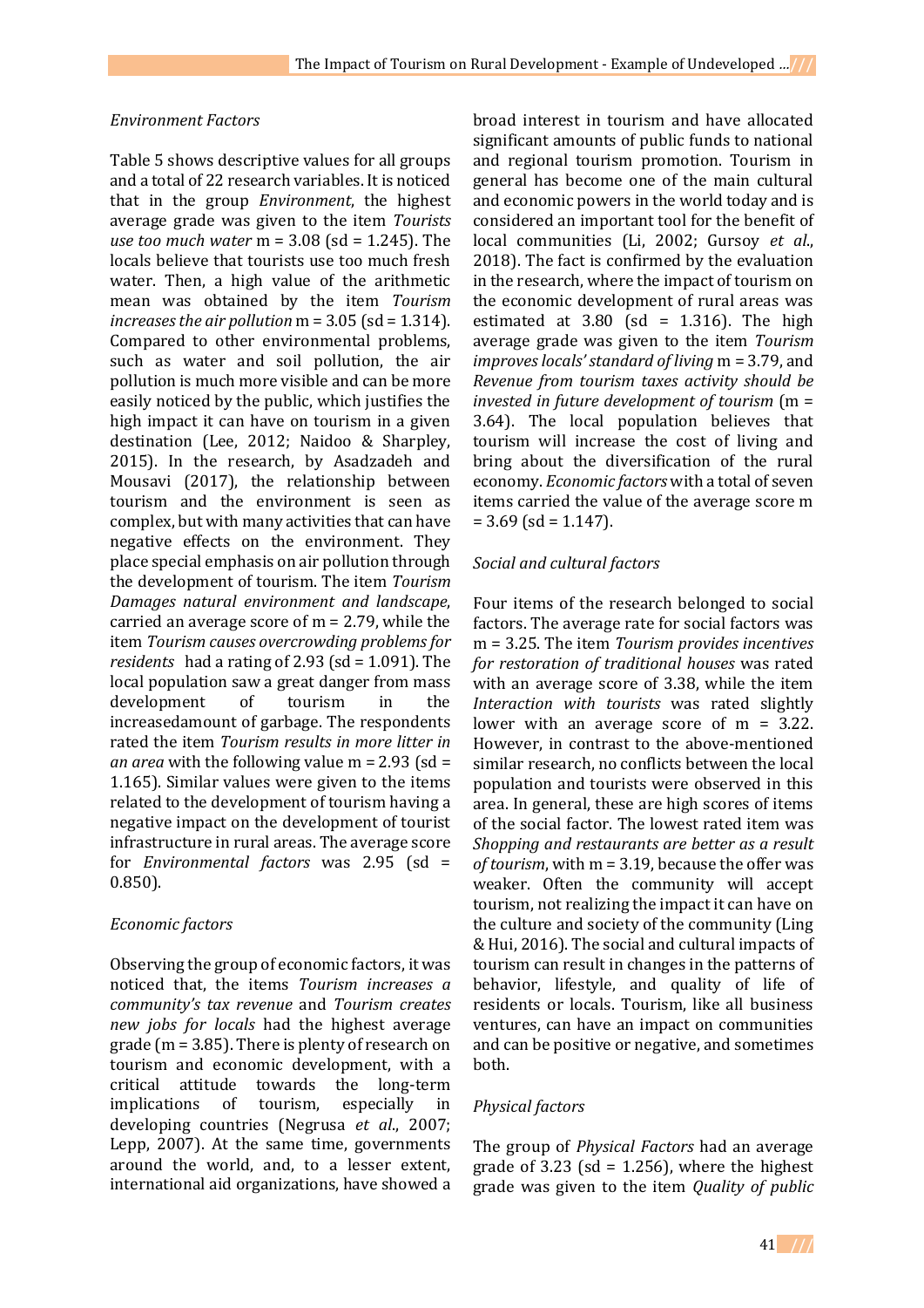*Environment Factors*

Table 5 shows descriptive values for all groups and a total of 22 research variables. It is noticed that in the group *Environment*, the highest average grade was given to the item *Tourists use too much water* m = 3.08 (sd = 1.245). The locals believe that tourists use too much fresh water. Then, a high value of the arithmetic mean was obtained by the item *Tourism increases the air pollution* m = 3.05 (sd = 1.314). Compared to other environmental problems, such as water and soil pollution, the air pollution is much more visible and can be more easily noticed by the public, which justifies the high impact it can have on tourism in a given destination (Lee, 2012; Naidoo & Sharpley, 2015). In the research, by Asadzadeh and Mousavi (2017), the relationship between tourism and the environment is seen as complex, but with many activities that can have negative effects on the environment. They place special emphasis on air pollution through the development of tourism. The item *Tourism Damages natural environment and landscape*, carried an average score of m = 2.79, while the item *Tourism causes overcrowding problems for residents* had a rating of 2.93 (sd = 1.091). The local population saw a great danger from mass development of tourism in the increasedamount of garbage. The respondents rated the item *Tourism results in more litter in an area* with the following value m = 2.93 (sd = 1.165). Similar values were given to the items related to the development of tourism having a negative impact on the development of tourist infrastructure in rural areas. The average score for *Environmental factors* was 2.95 (sd = 0.850).

*Economic factors*

Observing the group of economic factors, it was noticed that, the items *Tourism increases a community's tax revenue* and *Tourism creates new jobs for locals* had the highest average grade (m = 3.85). There is plenty of research on tourism and economic development, with a critical attitude towards the long-term implications of tourism, especially in developing countries (Negrusa *et al*., 2007; Lepp, 2007). At the same time, governments around the world, and, to a lesser extent, international aid organizations, have showed a broad interest in tourism and have allocated significant amounts of public funds to national and regional tourism promotion. Tourism in general has become one of the main cultural and economic powers in the world today and is considered an important tool for the benefit of local communities (Li, 2002; Gursoy *et al*., 2018). The fact is confirmed by the evaluation in the research, where the impact of tourism on the economic development of rural areas was estimated at 3.80 (sd = 1.316). The high average grade was given to the item *Tourism improves locals' standard of living* m = 3.79, and *Revenue from tourism taxes activity should be invested in future development of tourism* (m = 3.64). The local population believes that tourism will increase the cost of living and bring about the diversification of the rural economy. *Economic factors* with a total of seven items carried the value of the average score m = 3.69 (sd = 1.147).

*Social and cultural factors*

Four items of the research belonged to social factors. The average rate for social factors was m = 3.25. The item *Tourism provides incentives for restoration of traditional houses* was rated with an average score of 3.38, while the item *Interaction with tourists* was rated slightly lower with an average score of m = 3.22. However, in contrast to the above-mentioned similar research, no conflicts between the local population and tourists were observed in this area. In general, these are high scores of items of the social factor. The lowest rated item was *Shopping and restaurants are better as a result of tourism*, with m = 3.19, because the offer was weaker. Often the community will accept tourism, not realizing the impact it can have on the culture and society of the community (Ling & Hui, 2016). The social and cultural impacts of tourism can result in changes in the patterns of behavior, lifestyle, and quality of life of residents or locals. Tourism, like all business ventures, can have an impact on communities and can be positive or negative, and sometimes both.

*Physical factors*

The group of *Physical Factors* had an average grade of 3.23 (sd = 1.256), where the highest grade was given to the item *Quality of public*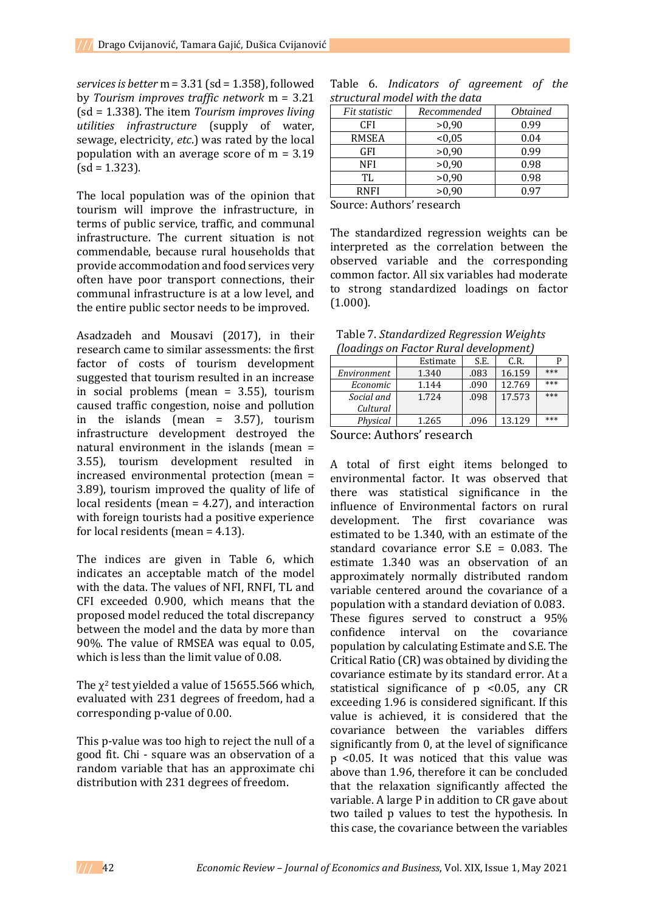*services is better* m = 3.31 (sd = 1.358), followed by *Tourism improves traffic network* m = 3.21 (sd = 1.338). The item *Tourism improves living utilities infrastructure* (supply of water, sewage, electricity, *etc*.) was rated by the local population with an average score of m = 3.19 (sd = 1.323).

The local population was of the opinion that tourism will improve the infrastructure, in terms of public service, traffic, and communal infrastructure. The current situation is not commendable, because rural households that provide accommodation and food services very often have poor transport connections, their communal infrastructure is at a low level, and the entire public sector needs to be improved.

Asadzadeh and Mousavi (2017), in their research came to similar assessments: the first factor of costs of tourism development suggested that tourism resulted in an increase in social problems (mean = 3.55), tourism caused traffic congestion, noise and pollution in the islands (mean = 3.57), tourism infrastructure development destroyed the natural environment in the islands (mean = 3.55), tourism development resulted in increased environmental protection (mean = 3.89), tourism improved the quality of life of local residents (mean = 4.27), and interaction with foreign tourists had a positive experience for local residents (mean = 4.13).

The indices are given in Table 6, which indicates an acceptable match of the model with the data. The values of NFI, RNFI, TL and CFI exceeded 0.900, which means that the proposed model reduced the total discrepancy between the model and the data by more than 90%. The value of RMSEA was equal to 0.05, which is less than the limit value of 0.08.

The $\chi^2$ test yielded a value of 15655.566 which, evaluated with 231 degrees of freedom, had a corresponding p-value of 0.00.

This p-value was too high to reject the null of a good fit. Chi - square was an observation of a random variable that has an approximate chi distribution with 231 degrees of freedom.

Table 6. *Indicators of agreement of the structural model with the data*

| *Fit statistic* | *Recommended* | *Obtained* |
|---|---|---|
| CFI | >0,90 | 0.99 |
| RMSEA | <0,05 | 0.04 |
| GFI | >0,90 | 0.99 |
| NFI | >0,90 | 0.98 |
| TL | >0,90 | 0.98 |
| RNFI | >0,90 | 0.97 |

Source: Authors' research

The standardized regression weights can be interpreted as the correlation between the observed variable and the corresponding common factor. All six variables had moderate to strong standardized loadings on factor (1.000).

Table 7. *Standardized Regression Weights (loadings on Factor Rural development)*

| | Estimate | S.E. | C.R. | P |
|---|---|---|---|---|
| *Environment* | 1.340 | .083 | 16.159 | *** |
| *Economic* | 1.144 | .090 | 12.769 | *** |
| *Social and Cultural* | 1.724 | .098 | 17.573 | *** |
| *Physical* | 1.265 | .096 | 13.129 | *** |

Source: Authors' research

A total of first eight items belonged to environmental factor. It was observed that there was statistical significance in the influence of Environmental factors on rural development. The first covariance was estimated to be 1.340, with an estimate of the standard covariance error S.E = 0.083. The estimate 1.340 was an observation of an approximately normally distributed random variable centered around the covariance of a population with a standard deviation of 0.083. These figures served to construct a 95% confidence interval on the covariance population by calculating Estimate and S.E. The Critical Ratio (CR) was obtained by dividing the covariance estimate by its standard error. At a statistical significance of $p < 0.05$, any CR exceeding 1.96 is considered significant. If this value is achieved, it is considered that the covariance between the variables differs significantly from 0, at the level of significance $p < 0.05$. It was noticed that this value was above than 1.96, therefore it can be concluded that the relaxation significantly affected the variable. A large P in addition to CR gave about two tailed p values to test the hypothesis. In this case, the covariance between the variables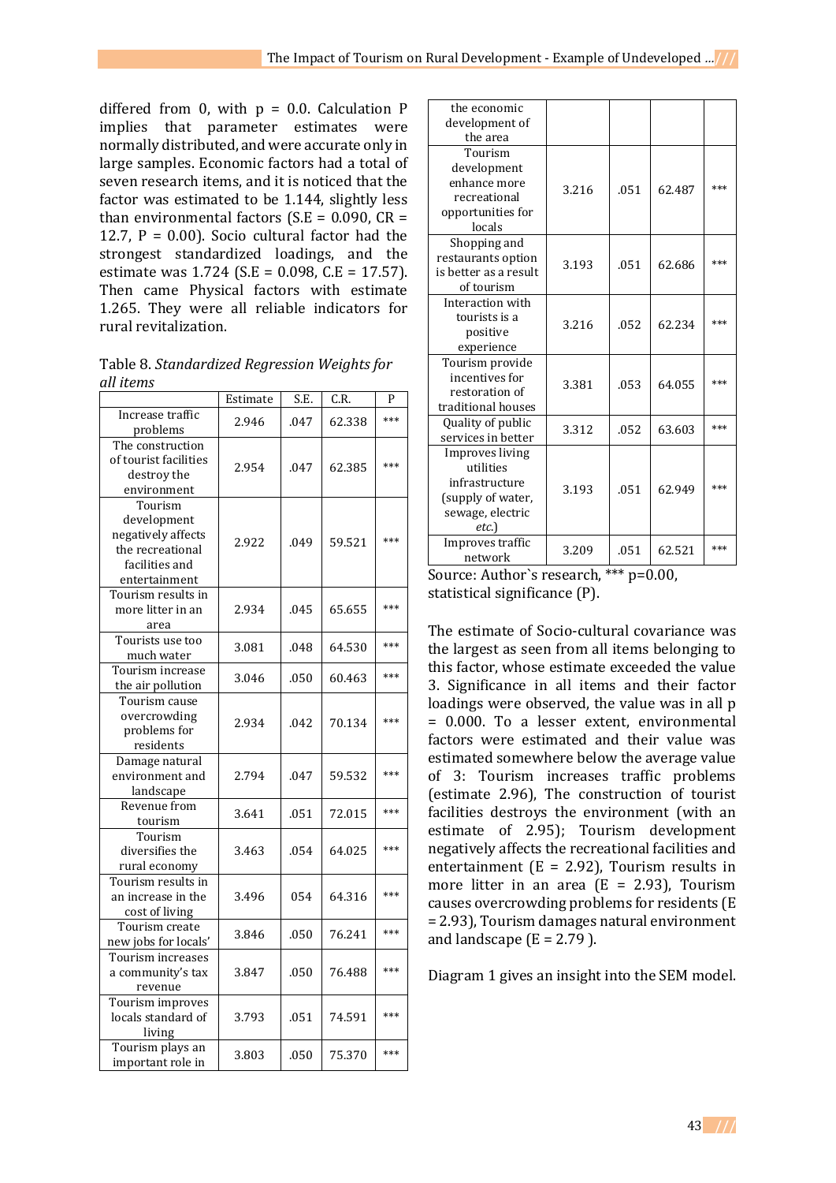differed from 0, with p = 0.0. Calculation P implies that parameter estimates were normally distributed, and were accurate only in large samples. Economic factors had a total of seven research items, and it is noticed that the factor was estimated to be 1.144, slightly less than environmental factors (S.E = 0.090, CR = 12.7, P = 0.00). Socio cultural factor had the strongest standardized loadings, and the estimate was 1.724 (S.E = 0.098, C.E = 17.57). Then came Physical factors with estimate 1.265. They were all reliable indicators for rural revitalization.

Table 8. *Standardized Regression Weights for all items*

| | Estimate | S.E. | C.R. | P |
|---|---|---|---|---|
| Increase traffic problems | 2.946 | .047 | 62.338 | *** |
| The construction of tourist facilities destroy the environment | 2.954 | .047 | 62.385 | *** |
| Tourism development negatively affects the recreational facilities and entertainment | 2.922 | .049 | 59.521 | *** |
| Tourism results in more litter in an area | 2.934 | .045 | 65.655 | *** |
| Tourists use too much water | 3.081 | .048 | 64.530 | *** |
| Tourism increase the air pollution | 3.046 | .050 | 60.463 | *** |
| Tourism cause overcrowding problems for residents | 2.934 | .042 | 70.134 | *** |
| Damage natural environment and landscape | 2.794 | .047 | 59.532 | *** |
| Revenue from tourism | 3.641 | .051 | 72.015 | *** |
| Tourism diversifies the rural economy | 3.463 | .054 | 64.025 | *** |
| Tourism results in an increase in the cost of living | 3.496 | 054 | 64.316 | *** |
| Tourism create new jobs for locals' | 3.846 | .050 | 76.241 | *** |
| Tourism increases a community's tax revenue | 3.847 | .050 | 76.488 | *** |
| Tourism improves locals standard of living | 3.793 | .051 | 74.591 | *** |
| Tourism plays an important role in the economic development of the area | 3.803 | .050 | 75.370 | *** |
| Tourism development enhance more recreational opportunities for locals | 3.216 | .051 | 62.487 | *** |
| Shopping and restaurants option is better as a result of tourism | 3.193 | .051 | 62.686 | *** |
| Interaction with tourists is a positive experience | 3.216 | .052 | 62.234 | *** |
| Tourism provide incentives for restoration of traditional houses | 3.381 | .053 | 64.055 | *** |
| Quality of public services in better | 3.312 | .052 | 63.603 | *** |
| Improves living utilities infrastructure (supply of water, sewage, electric *etc.*) | 3.193 | .051 | 62.949 | *** |
| Improves traffic network | 3.209 | .051 | 62.521 | *** |

Source: Author`s research, *** p=0.00, statistical significance (P).

The estimate of Socio-cultural covariance was the largest as seen from all items belonging to this factor, whose estimate exceeded the value 3. Significance in all items and their factor loadings were observed, the value was in all p = 0.000. To a lesser extent, environmental factors were estimated and their value was estimated somewhere below the average value of 3: Tourism increases traffic problems (estimate 2.96), The construction of tourist facilities destroys the environment (with an estimate of 2.95); Tourism development negatively affects the recreational facilities and entertainment (E = 2.92), Tourism results in more litter in an area (E = 2.93), Tourism causes overcrowding problems for residents (E = 2.93), Tourism damages natural environment and landscape (E = 2.79 ).

Diagram 1 gives an insight into the SEM model.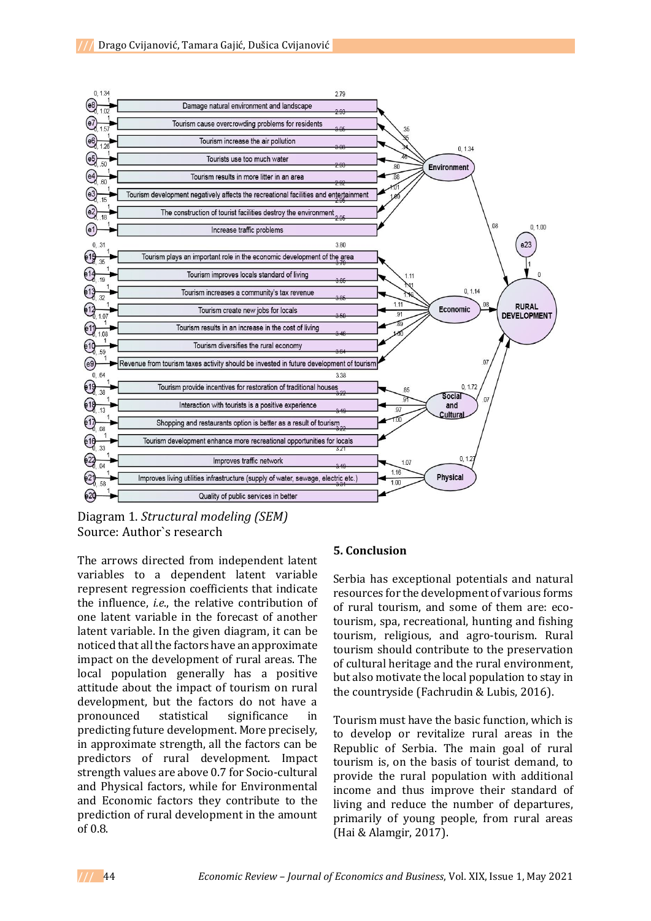Diagram 1. *Structural modeling (SEM)*
Source: Author`s research

The arrows directed from independent latent variables to a dependent latent variable represent regression coefficients that indicate the influence, *i.e.*, the relative contribution of one latent variable in the forecast of another latent variable. In the given diagram, it can be noticed that all the factors have an approximate impact on the development of rural areas. The local population generally has a positive attitude about the impact of tourism on rural development, but the factors do not have a pronounced statistical significance in predicting future development. More precisely, in approximate strength, all the factors can be predictors of rural development. Impact strength values are above 0.7 for Socio-cultural and Physical factors, while for Environmental and Economic factors they contribute to the prediction of rural development in the amount of 0.8.

## 5. Conclusion

Serbia has exceptional potentials and natural resources for the development of various forms of rural tourism, and some of them are: eco-tourism, spa, recreational, hunting and fishing tourism, religious, and agro-tourism. Rural tourism should contribute to the preservation of cultural heritage and the rural environment, but also motivate the local population to stay in the countryside (Fachrudin & Lubis, 2016).

Tourism must have the basic function, which is to develop or revitalize rural areas in the Republic of Serbia. The main goal of rural tourism is, on the basis of tourist demand, to provide the rural population with additional income and thus improve their standard of living and reduce the number of departures, primarily of young people, from rural areas (Hai & Alamgir, 2017).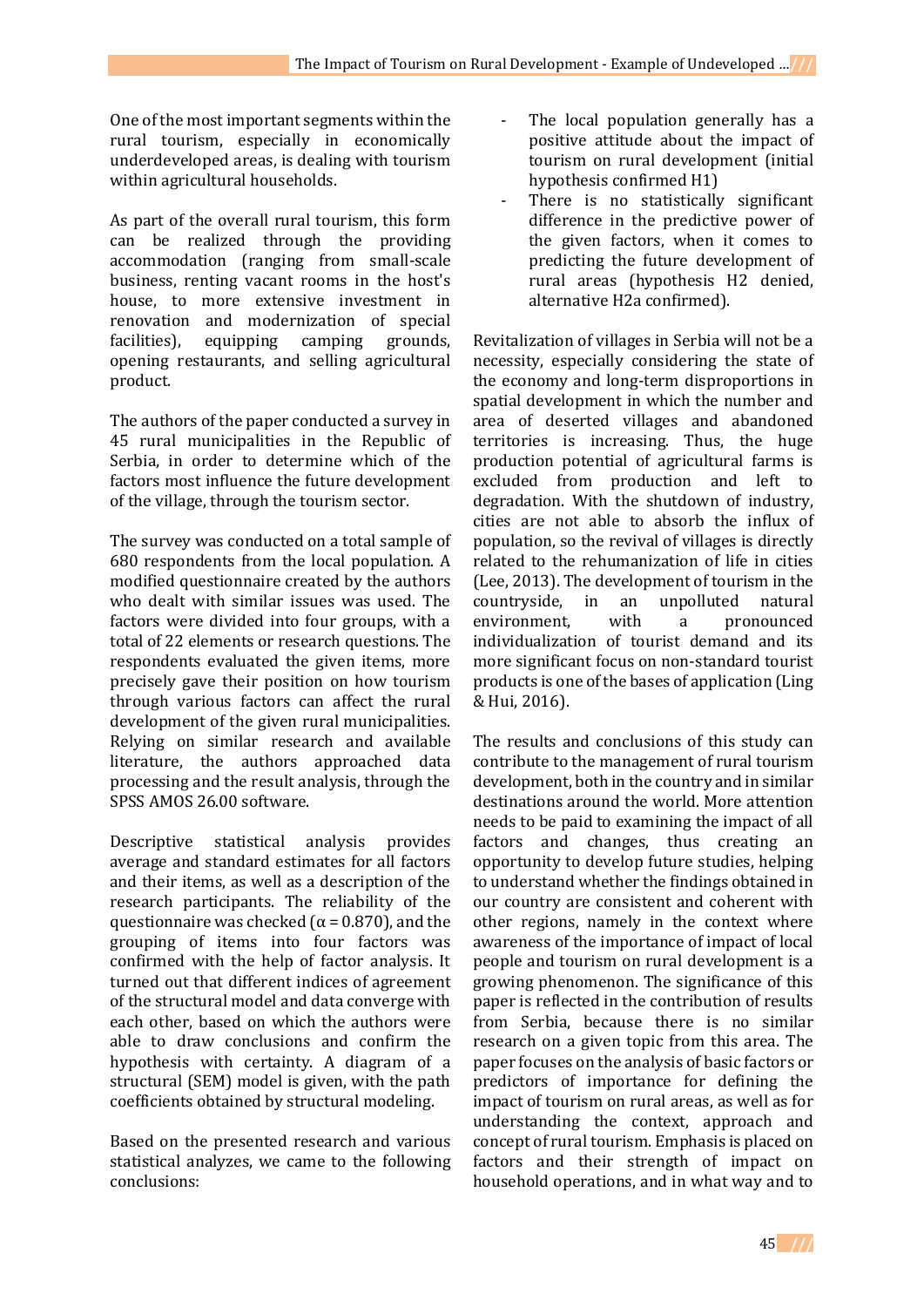One of the most important segments within the rural tourism, especially in economically underdeveloped areas, is dealing with tourism within agricultural households.

As part of the overall rural tourism, this form can be realized through the providing accommodation (ranging from small-scale business, renting vacant rooms in the host's house, to more extensive investment in renovation and modernization of special facilities), equipping camping grounds, opening restaurants, and selling agricultural product.

The authors of the paper conducted a survey in 45 rural municipalities in the Republic of Serbia, in order to determine which of the factors most influence the future development of the village, through the tourism sector.

The survey was conducted on a total sample of 680 respondents from the local population. A modified questionnaire created by the authors who dealt with similar issues was used. The factors were divided into four groups, with a total of 22 elements or research questions. The respondents evaluated the given items, more precisely gave their position on how tourism through various factors can affect the rural development of the given rural municipalities. Relying on similar research and available literature, the authors approached data processing and the result analysis, through the SPSS AMOS 26.00 software.

Descriptive statistical analysis provides average and standard estimates for all factors and their items, as well as a description of the research participants. The reliability of the questionnaire was checked ($\alpha = 0.870$), and the grouping of items into four factors was confirmed with the help of factor analysis. It turned out that different indices of agreement of the structural model and data converge with each other, based on which the authors were able to draw conclusions and confirm the hypothesis with certainty. A diagram of a structural (SEM) model is given, with the path coefficients obtained by structural modeling.

Based on the presented research and various statistical analyzes, we came to the following conclusions:

- The local population generally has a positive attitude about the impact of tourism on rural development (initial hypothesis confirmed H1)
- There is no statistically significant difference in the predictive power of the given factors, when it comes to predicting the future development of rural areas (hypothesis H2 denied, alternative H2a confirmed).

Revitalization of villages in Serbia will not be a necessity, especially considering the state of the economy and long-term disproportions in spatial development in which the number and area of deserted villages and abandoned territories is increasing. Thus, the huge production potential of agricultural farms is excluded from production and left to degradation. With the shutdown of industry, cities are not able to absorb the influx of population, so the revival of villages is directly related to the rehumanization of life in cities (Lee, 2013). The development of tourism in the countryside, in an unpolluted natural environment, with a pronounced individualization of tourist demand and its more significant focus on non-standard tourist products is one of the bases of application (Ling & Hui, 2016).

The results and conclusions of this study can contribute to the management of rural tourism development, both in the country and in similar destinations around the world. More attention needs to be paid to examining the impact of all factors and changes, thus creating an opportunity to develop future studies, helping to understand whether the findings obtained in our country are consistent and coherent with other regions, namely in the context where awareness of the importance of impact of local people and tourism on rural development is a growing phenomenon. The significance of this paper is reflected in the contribution of results from Serbia, because there is no similar research on a given topic from this area. The paper focuses on the analysis of basic factors or predictors of importance for defining the impact of tourism on rural areas, as well as for understanding the context, approach and concept of rural tourism. Emphasis is placed on factors and their strength of impact on household operations, and in what way and to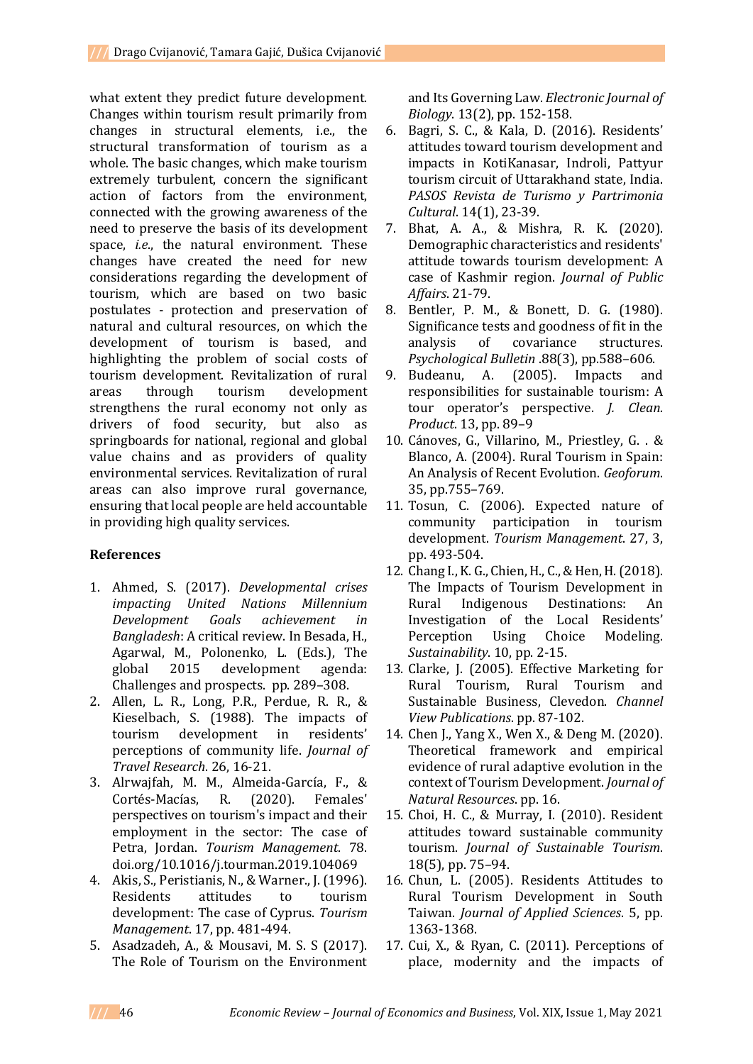what extent they predict future development. Changes within tourism result primarily from changes in structural elements, i.e., the structural transformation of tourism as a whole. The basic changes, which make tourism extremely turbulent, concern the significant action of factors from the environment, connected with the growing awareness of the need to preserve the basis of its development space, *i.e.*, the natural environment. These changes have created the need for new considerations regarding the development of tourism, which are based on two basic postulates - protection and preservation of natural and cultural resources, on which the development of tourism is based, and highlighting the problem of social costs of tourism development. Revitalization of rural areas through tourism development strengthens the rural economy not only as drivers of food security, but also as springboards for national, regional and global value chains and as providers of quality environmental services. Revitalization of rural areas can also improve rural governance, ensuring that local people are held accountable in providing high quality services.

## References

1. Ahmed, S. (2017). *Developmental crises impacting United Nations Millennium Development Goals achievement in Bangladesh*: A critical review. In Besada, H., Agarwal, M., Polonenko, L. (Eds.), The global 2015 development agenda: Challenges and prospects. pp. 289–308.
2. Allen, L. R., Long, P.R., Perdue, R. R., & Kieselbach, S. (1988). The impacts of tourism development in residents' perceptions of community life. *Journal of Travel Research*. 26, 16-21.
3. Alrwajfah, M. M., Almeida-García, F., & Cortés-Macías, R. (2020). Females' perspectives on tourism's impact and their employment in the sector: The case of Petra, Jordan. *Tourism Management*. 78. doi.org/10.1016/j.tourman.2019.104069
4. Akis, S., Peristianis, N., & Warner., J. (1996). Residents attitudes to tourism development: The case of Cyprus. *Tourism Management*. 17, pp. 481-494.
5. Asadzadeh, A., & Mousavi, M. S. S (2017). The Role of Tourism on the Environment and Its Governing Law. *Electronic Journal of Biology*. 13(2), pp. 152-158.
6. Bagri, S. C., & Kala, D. (2016). Residents' attitudes toward tourism development and impacts in KotiKanasar, Indroli, Pattyur tourism circuit of Uttarakhand state, India. *PASOS Revista de Turismo y Partrimonia Cultural*. 14(1), 23-39.
7. Bhat, A. A., & Mishra, R. K. (2020). Demographic characteristics and residents' attitude towards tourism development: A case of Kashmir region. *Journal of Public Affairs*. 21-79.
8. Bentler, P. M., & Bonett, D. G. (1980). Significance tests and goodness of fit in the analysis of covariance structures. *Psychological Bulletin* .88(3), pp.588–606.
9. Budeanu, A. (2005). Impacts and responsibilities for sustainable tourism: A tour operator's perspective. *J. Clean. Product*. 13, pp. 89–9
10. Cánoves, G., Villarino, M., Priestley, G. . & Blanco, A. (2004). Rural Tourism in Spain: An Analysis of Recent Evolution. *Geoforum*. 35, pp.755–769.
11. Tosun, C. (2006). Expected nature of community participation in tourism development. *Tourism Management*. 27, 3, pp. 493-504.
12. Chang I., K. G., Chien, H., C., & Hen, H. (2018). The Impacts of Tourism Development in Rural Indigenous Destinations: An Investigation of the Local Residents' Perception Using Choice Modeling. *Sustainability*. 10, pp. 2-15.
13. Clarke, J. (2005). Effective Marketing for Rural Tourism, Rural Tourism and Sustainable Business, Clevedon. *Channel View Publications*. pp. 87-102.
14. Chen J., Yang X., Wen X., & Deng M. (2020). Theoretical framework and empirical evidence of rural adaptive evolution in the context of Tourism Development. *Journal of Natural Resources*. pp. 16.
15. Choi, H. C., & Murray, I. (2010). Resident attitudes toward sustainable community tourism. *Journal of Sustainable Tourism*. 18(5), pp. 75–94.
16. Chun, L. (2005). Residents Attitudes to Rural Tourism Development in South Taiwan. *Journal of Applied Sciences*. 5, pp. 1363-1368.
17. Cui, X., & Ryan, C. (2011). Perceptions of place, modernity and the impacts of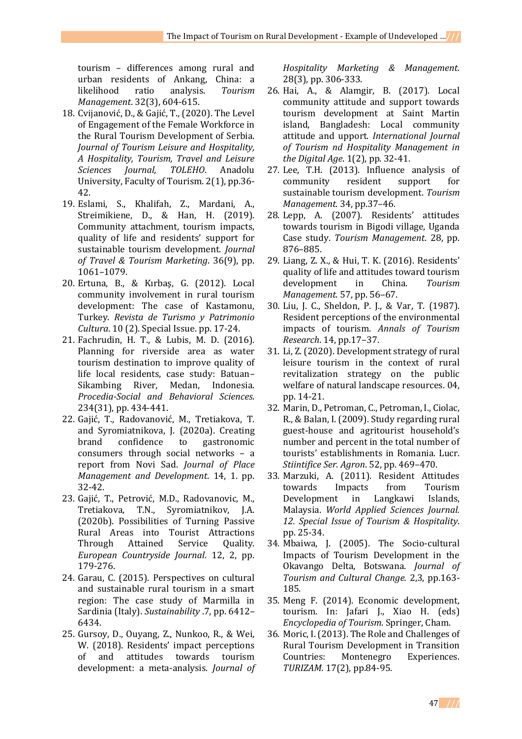tourism – differences among rural and urban residents of Ankang, China: a likelihood ratio analysis. *Tourism Management*. 32(3), 604-615.

18. Cvijanović, D., & Gajić, T., (2020). The Level of Engagement of the Female Workforce in the Rural Tourism Development of Serbia. *Journal of Tourism Leisure and Hospitality, A Hospitality, Tourism, Travel and Leisure Sciences Journal, TOLEHO*. Anadolu University, Faculty of Tourism. 2(1), pp.36-42.
19. Eslami, S., Khalifah, Z., Mardani, A., Streimikiene, D., & Han, H. (2019). Community attachment, tourism impacts, quality of life and residents' support for sustainable tourism development. *Journal of Travel & Tourism Marketing*. 36(9), pp. 1061–1079.
20. Ertuna, B., & Kırbaş, G. (2012). Local community involvement in rural tourism development: The case of Kastamonu, Turkey. *Revista de Turismo y Patrimonio Cultura*. 10 (2). Special Issue. pp. 17-24.
21. Fachrudin, H. T., & Lubis, M. D. (2016). Planning for riverside area as water tourism destination to improve quality of life local residents, case study: Batuan–Sikambing River, Medan, Indonesia. *Procedia-Social and Behavioral Sciences*. 234(31), pp. 434-441.
22. Gajić, T., Radovanović, M., Tretiakova, T. and Syromiatnikova, J. (2020a). Creating brand confidence to gastronomic consumers through social networks – a report from Novi Sad. *Journal of Place Management and Development*. 14, 1. pp. 32-42.
23. Gajić, T., Petrović, M.D., Radovanovic, M., Tretiakova, T.N., Syromiatnikov, J.A. (2020b). Possibilities of Turning Passive Rural Areas into Tourist Attractions Through Attained Service Quality. *European Countryside Journal*. 12, 2, pp. 179-276.
24. Garau, C. (2015). Perspectives on cultural and sustainable rural tourism in a smart region: The case study of Marmilla in Sardinia (Italy). *Sustainability* .7, pp. 6412–6434.
25. Gursoy, D., Ouyang, Z., Nunkoo, R., & Wei, W. (2018). Residents' impact perceptions of and attitudes towards tourism development: a meta-analysis. *Journal of Hospitality Marketing & Management*. 28(3), pp. 306-333.
26. Hai, A., & Alamgir, B. (2017). Local community attitude and support towards tourism development at Saint Martin island, Bangladesh: Local community attitude and upport. *International Journal of Tourism nd Hospitality Management in the Digital Age*. 1(2), pp. 32-41.
27. Lee, T.H. (2013). Influence analysis of community resident support for sustainable tourism development. *Tourism Management*. 34, pp.37–46.
28. Lepp, A. (2007). Residents' attitudes towards tourism in Bigodi village, Uganda Case study. *Tourism Management*. 28, pp. 876–885.
29. Liang, Z. X., & Hui, T. K. (2016). Residents' quality of life and attitudes toward tourism development in China. *Tourism Management*. 57, pp. 56–67.
30. Liu, J. C., Sheldon, P. J., & Var, T. (1987). Resident perceptions of the environmental impacts of tourism. *Annals of Tourism Research*. 14, pp.17–37.
31. Li, Z. (2020). Development strategy of rural leisure tourism in the context of rural revitalization strategy on the public welfare of natural landscape resources. 04, pp. 14-21.
32. Marin, D., Petroman, C., Petroman, I., Ciolac, R., & Balan, I. (2009). Study regarding rural guest-house and agritourist household's number and percent in the total number of tourists' establishments in Romania. Lucr. *Stiintifice Ser. Agron*. 52, pp. 469–470.
33. Marzuki, A. (2011). Resident Attitudes towards Impacts from Tourism Development in Langkawi Islands, Malaysia. *World Applied Sciences Journal. 12. Special Issue of Tourism & Hospitality*. pp. 25-34.
34. Mbaiwa, J. (2005). The Socio-cultural Impacts of Tourism Development in the Okavango Delta, Botswana. *Journal of Tourism and Cultural Change.* 2,3, pp.163-185.
35. Meng F. (2014). Economic development, tourism. In: Jafari J., Xiao H. (eds) *Encyclopedia of Tourism*. Springer, Cham.
36. Moric, I. (2013). The Role and Challenges of Rural Tourism Development in Transition Countries: Montenegro Experiences. *TURIZAM*. 17(2), pp.84-95.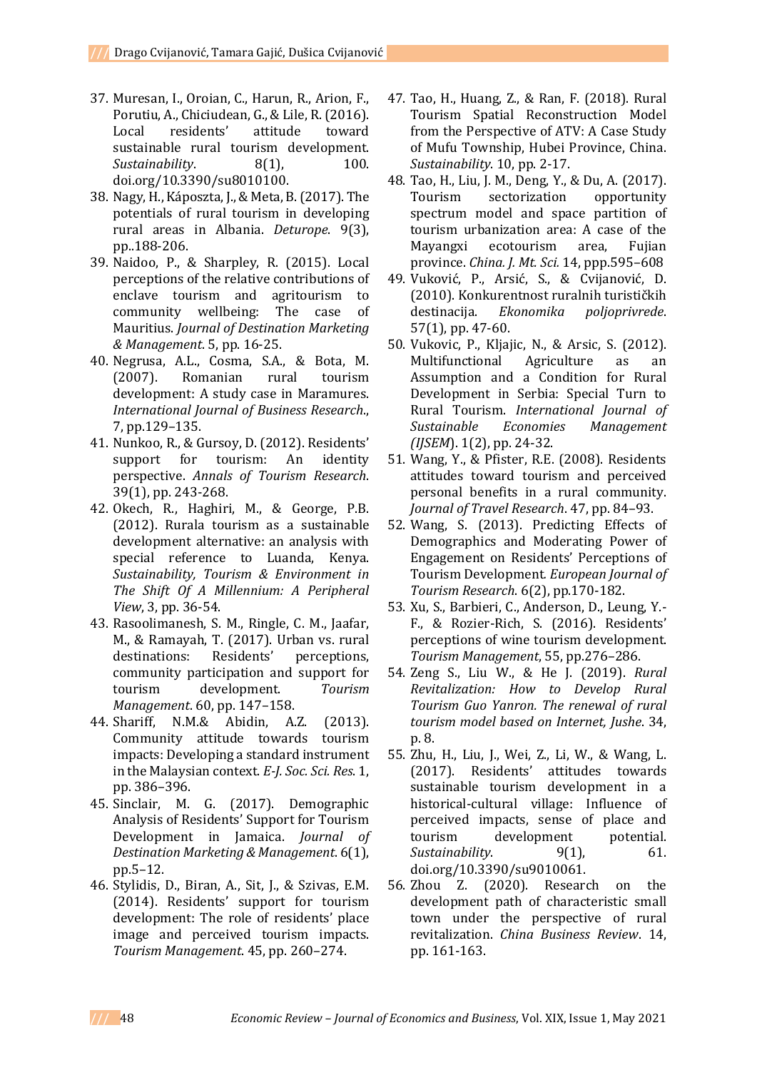37. Muresan, I., Oroian, C., Harun, R., Arion, F., Porutiu, A., Chiciudean, G., & Lile, R. (2016). Local residents' attitude toward sustainable rural tourism development. *Sustainability*. 8(1), 100. doi.org/10.3390/su8010100.
38. Nagy, H., Káposzta, J., & Meta, B. (2017). The potentials of rural tourism in developing rural areas in Albania. *Deturope*. 9(3), pp..188-206.
39. Naidoo, P., & Sharpley, R. (2015). Local perceptions of the relative contributions of enclave tourism and agritourism to community wellbeing: The case of Mauritius. *Journal of Destination Marketing & Management*. 5, pp. 16-25.
40. Negrusa, A.L., Cosma, S.A., & Bota, M. (2007). Romanian rural tourism development: A study case in Maramures. *International Journal of Business Research*., 7, pp.129–135.
41. Nunkoo, R., & Gursoy, D. (2012). Residents' support for tourism: An identity perspective. *Annals of Tourism Research*. 39(1), pp. 243-268.
42. Okech, R., Haghiri, M., & George, P.B. (2012). Rurala tourism as a sustainable development alternative: an analysis with special reference to Luanda, Kenya. *Sustainability, Tourism & Environment in The Shift Of A Millennium: A Peripheral View*, 3, pp. 36-54.
43. Rasoolimanesh, S. M., Ringle, C. M., Jaafar, M., & Ramayah, T. (2017). Urban vs. rural destinations: Residents' perceptions, community participation and support for tourism development. *Tourism Management*. 60, pp. 147–158.
44. Shariff, N.M.& Abidin, A.Z. (2013). Community attitude towards tourism impacts: Developing a standard instrument in the Malaysian context. *E-J. Soc. Sci. Res.* 1, pp. 386–396.
45. Sinclair, M. G. (2017). Demographic Analysis of Residents' Support for Tourism Development in Jamaica. *Journal of Destination Marketing & Management*. 6(1), pp.5–12.
46. Stylidis, D., Biran, A., Sit, J., & Szivas, E.M. (2014). Residents' support for tourism development: The role of residents' place image and perceived tourism impacts. *Tourism Management*. 45, pp. 260–274.
47. Tao, H., Huang, Z., & Ran, F. (2018). Rural Tourism Spatial Reconstruction Model from the Perspective of ATV: A Case Study of Mufu Township, Hubei Province, China. *Sustainability*. 10, pp. 2-17.
48. Tao, H., Liu, J. M., Deng, Y., & Du, A. (2017). Tourism sectorization opportunity spectrum model and space partition of tourism urbanization area: A case of the Mayangxi ecotourism area, Fujian province. *China. J. Mt. Sci.* 14, ppp.595–608
49. Vuković, P., Arsić, S., & Cvijanović, D. (2010). Konkurentnost ruralnih turističkih destinacija. *Ekonomika poljoprivrede*. 57(1), pp. 47-60.
50. Vukovic, P., Kljajic, N., & Arsic, S. (2012). Multifunctional Agriculture as an Assumption and a Condition for Rural Development in Serbia: Special Turn to Rural Tourism. *International Journal of Sustainable Economies Management (IJSEM)*. 1(2), pp. 24-32.
51. Wang, Y., & Pfister, R.E. (2008). Residents attitudes toward tourism and perceived personal benefits in a rural community. *Journal of Travel Research*. 47, pp. 84–93.
52. Wang, S. (2013). Predicting Effects of Demographics and Moderating Power of Engagement on Residents' Perceptions of Tourism Development. *European Journal of Tourism Research*. 6(2), pp.170-182.
53. Xu, S., Barbieri, C., Anderson, D., Leung, Y.-F., & Rozier-Rich, S. (2016). Residents' perceptions of wine tourism development. *Tourism Management*, 55, pp.276–286.
54. Zeng S., Liu W., & He J. (2019). *Rural Revitalization: How to Develop Rural Tourism Guo Yanron. The renewal of rural tourism model based on Internet, Jushe*. 34, p. 8.
55. Zhu, H., Liu, J., Wei, Z., Li, W., & Wang, L. (2017). Residents' attitudes towards sustainable tourism development in a historical-cultural village: Influence of perceived impacts, sense of place and tourism development potential. *Sustainability*. 9(1), 61. doi.org/10.3390/su9010061.
56. Zhou Z. (2020). Research on the development path of characteristic small town under the perspective of rural revitalization. *China Business Review*. 14, pp. 161-163.